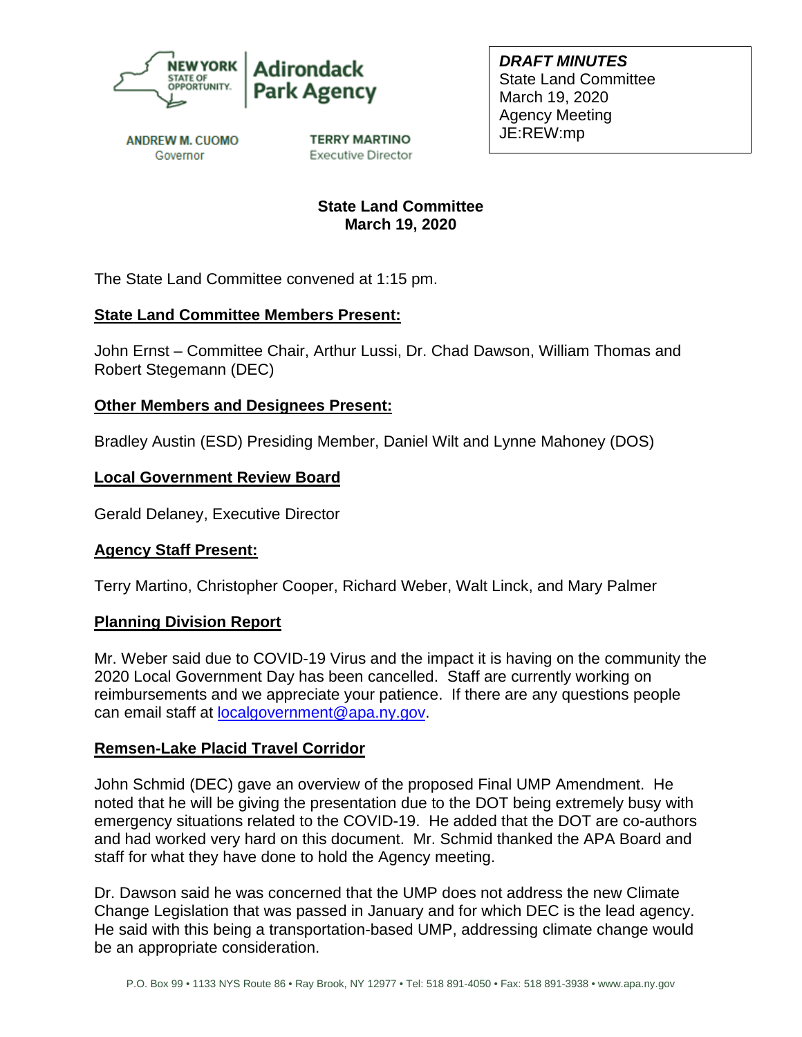NEW YORK STATE OF OPPORTUNITY. | Adirondack Park Agency

ANDREW M. CUOMO
Governor

TERRY MARTINO
Executive Director

***DRAFT MINUTES***
State Land Committee
March 19, 2020
Agency Meeting
JE:REW:mp

**State Land Committee**
**March 19, 2020**

The State Land Committee convened at 1:15 pm.

**State Land Committee Members Present:**

John Ernst – Committee Chair, Arthur Lussi, Dr. Chad Dawson, William Thomas and Robert Stegemann (DEC)

**Other Members and Designees Present:**

Bradley Austin (ESD) Presiding Member, Daniel Wilt and Lynne Mahoney (DOS)

**Local Government Review Board**

Gerald Delaney, Executive Director

**Agency Staff Present:**

Terry Martino, Christopher Cooper, Richard Weber, Walt Linck, and Mary Palmer

**Planning Division Report**

Mr. Weber said due to COVID-19 Virus and the impact it is having on the community the 2020 Local Government Day has been cancelled. Staff are currently working on reimbursements and we appreciate your patience. If there are any questions people can email staff at localgovernment@apa.ny.gov.

**Remsen-Lake Placid Travel Corridor**

John Schmid (DEC) gave an overview of the proposed Final UMP Amendment. He noted that he will be giving the presentation due to the DOT being extremely busy with emergency situations related to the COVID-19. He added that the DOT are co-authors and had worked very hard on this document. Mr. Schmid thanked the APA Board and staff for what they have done to hold the Agency meeting.

Dr. Dawson said he was concerned that the UMP does not address the new Climate Change Legislation that was passed in January and for which DEC is the lead agency. He said with this being a transportation-based UMP, addressing climate change would be an appropriate consideration.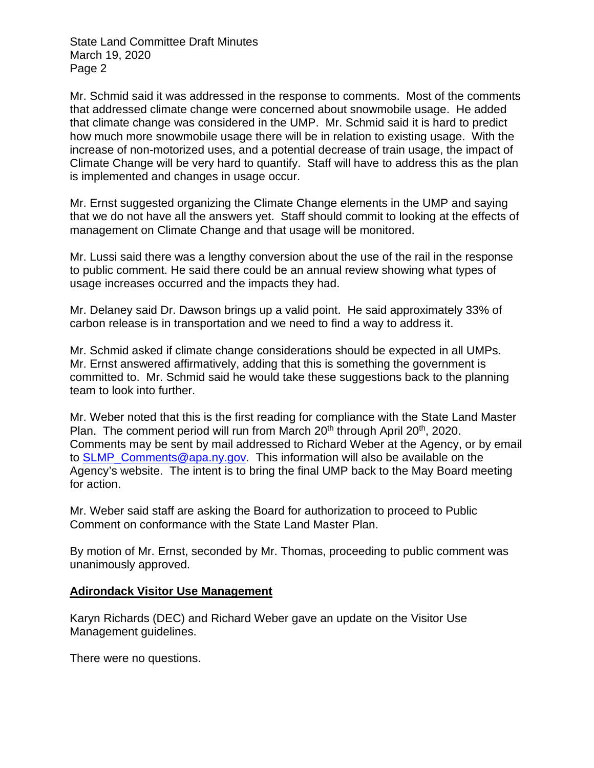Mr. Schmid said it was addressed in the response to comments. Most of the comments that addressed climate change were concerned about snowmobile usage. He added that climate change was considered in the UMP. Mr. Schmid said it is hard to predict how much more snowmobile usage there will be in relation to existing usage. With the increase of non-motorized uses, and a potential decrease of train usage, the impact of Climate Change will be very hard to quantify. Staff will have to address this as the plan is implemented and changes in usage occur.

Mr. Ernst suggested organizing the Climate Change elements in the UMP and saying that we do not have all the answers yet. Staff should commit to looking at the effects of management on Climate Change and that usage will be monitored.

Mr. Lussi said there was a lengthy conversion about the use of the rail in the response to public comment. He said there could be an annual review showing what types of usage increases occurred and the impacts they had.

Mr. Delaney said Dr. Dawson brings up a valid point. He said approximately 33% of carbon release is in transportation and we need to find a way to address it.

Mr. Schmid asked if climate change considerations should be expected in all UMPs. Mr. Ernst answered affirmatively, adding that this is something the government is committed to. Mr. Schmid said he would take these suggestions back to the planning team to look into further.

Mr. Weber noted that this is the first reading for compliance with the State Land Master Plan. The comment period will run from March 20th through April 20th, 2020. Comments may be sent by mail addressed to Richard Weber at the Agency, or by email to SLMP_Comments@apa.ny.gov. This information will also be available on the Agency's website. The intent is to bring the final UMP back to the May Board meeting for action.

Mr. Weber said staff are asking the Board for authorization to proceed to Public Comment on conformance with the State Land Master Plan.

By motion of Mr. Ernst, seconded by Mr. Thomas, proceeding to public comment was unanimously approved.

## Adirondack Visitor Use Management

Karyn Richards (DEC) and Richard Weber gave an update on the Visitor Use Management guidelines.

There were no questions.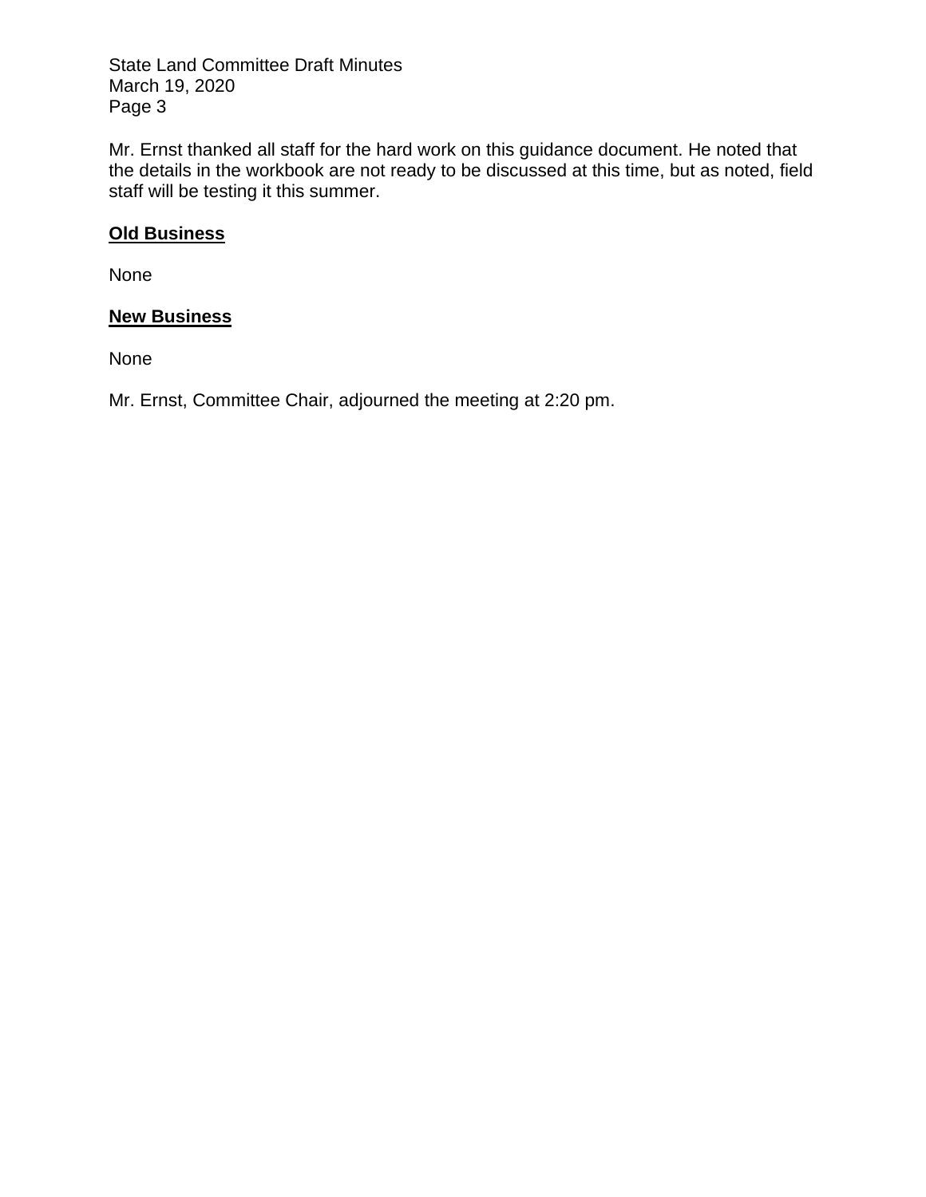Mr. Ernst thanked all staff for the hard work on this guidance document. He noted that the details in the workbook are not ready to be discussed at this time, but as noted, field staff will be testing it this summer.

## Old Business

None

## New Business

None

Mr. Ernst, Committee Chair, adjourned the meeting at 2:20 pm.